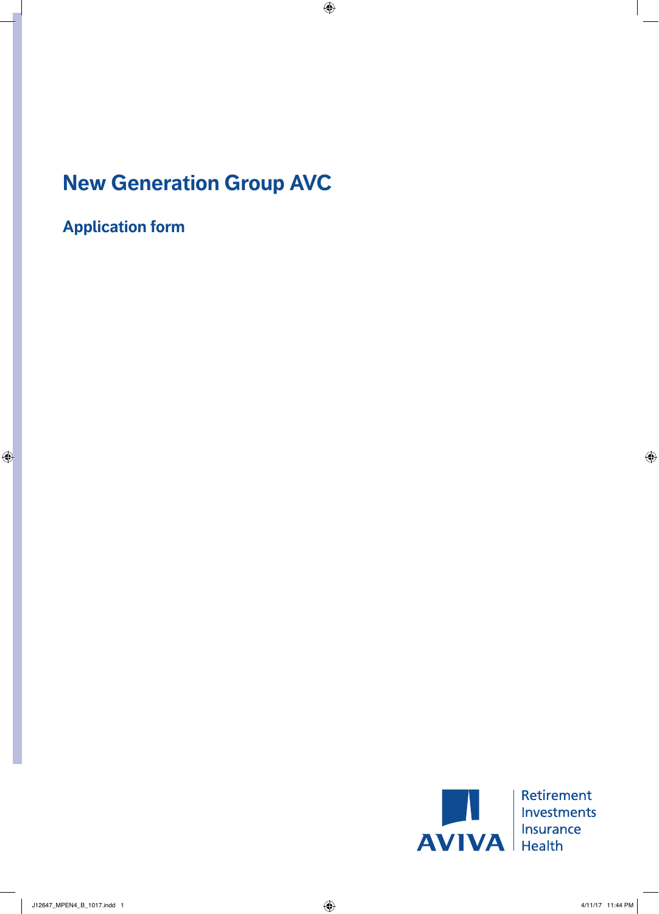# New Generation Group AVC

## Application form

AVIVA

Retirement
Investments
Insurance
Health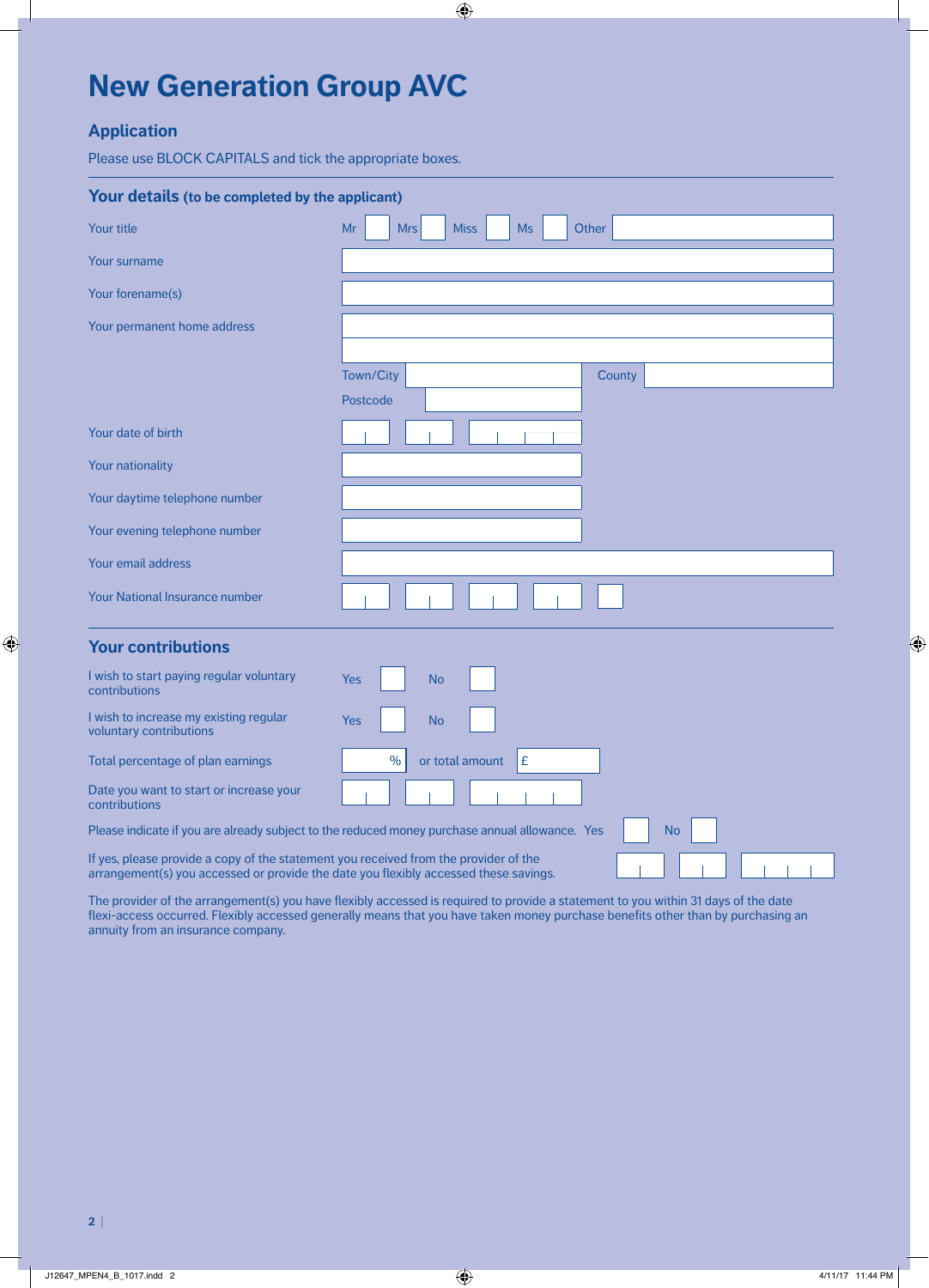# New Generation Group AVC

## Application

Please use BLOCK CAPITALS and tick the appropriate boxes.

### Your details (to be completed by the applicant)

| | |
|---|---|
| Your title | Mr ☐ Mrs ☐ Miss ☐ Ms ☐ Other |
| Your surname | |
| Your forename(s) | |
| Your permanent home address | |
| | Town/City / County |
| | Postcode |
| Your date of birth | |
| Your nationality | |
| Your daytime telephone number | |
| Your evening telephone number | |
| Your email address | |
| Your National Insurance number | |

### Your contributions

| | |
|---|---|
| I wish to start paying regular voluntary contributions | Yes ☐ No ☐ |
| I wish to increase my existing regular voluntary contributions | Yes ☐ No ☐ |
| Total percentage of plan earnings | % or total amount £ |
| Date you want to start or increase your contributions | |

Please indicate if you are already subject to the reduced money purchase annual allowance. Yes ☐ No ☐

If yes, please provide a copy of the statement you received from the provider of the arrangement(s) you accessed or provide the date you flexibly accessed these savings.

The provider of the arrangement(s) you have flexibly accessed is required to provide a statement to you within 31 days of the date flexi-access occurred. Flexibly accessed generally means that you have taken money purchase benefits other than by purchasing an annuity from an insurance company.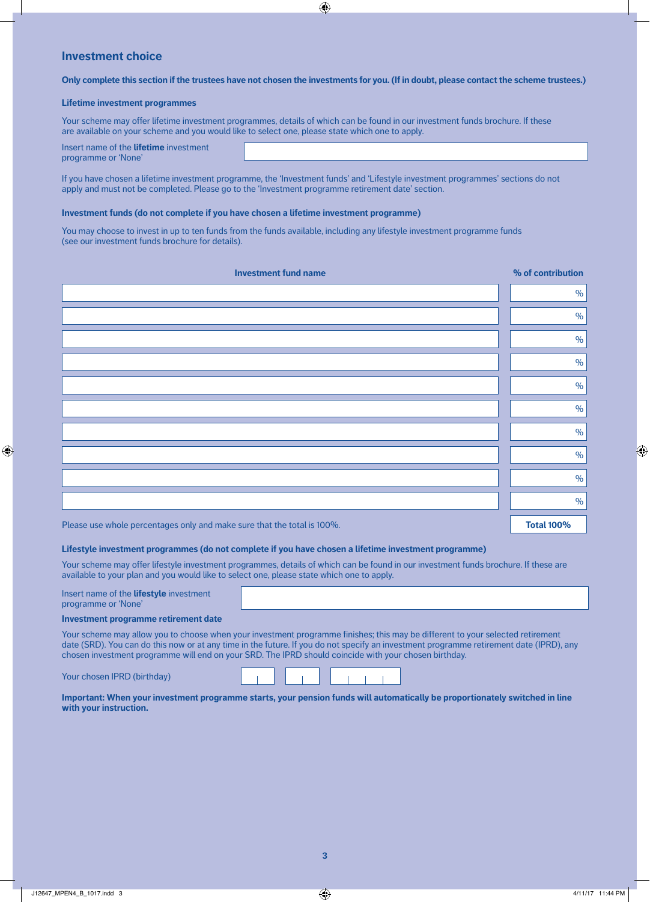## Investment choice

**Only complete this section if the trustees have not chosen the investments for you. (If in doubt, please contact the scheme trustees.)**

### Lifetime investment programmes

Your scheme may offer lifetime investment programmes, details of which can be found in our investment funds brochure. If these are available on your scheme and you would like to select one, please state which one to apply.

Insert name of the **lifetime** investment programme or 'None'

If you have chosen a lifetime investment programme, the 'Investment funds' and 'Lifestyle investment programmes' sections do not apply and must not be completed. Please go to the 'Investment programme retirement date' section.

### Investment funds (do not complete if you have chosen a lifetime investment programme)

You may choose to invest in up to ten funds from the funds available, including any lifestyle investment programme funds (see our investment funds brochure for details).

| Investment fund name | % of contribution |
|---|---|
| | % |
| | % |
| | % |
| | % |
| | % |
| | % |
| | % |
| | % |
| | % |
| | % |
| Please use whole percentages only and make sure that the total is 100%. | **Total 100%** |

### Lifestyle investment programmes (do not complete if you have chosen a lifetime investment programme)

Your scheme may offer lifestyle investment programmes, details of which can be found in our investment funds brochure. If these are available to your plan and you would like to select one, please state which one to apply.

Insert name of the **lifestyle** investment programme or 'None'

### Investment programme retirement date

Your scheme may allow you to choose when your investment programme finishes; this may be different to your selected retirement date (SRD). You can do this now or at any time in the future. If you do not specify an investment programme retirement date (IPRD), any chosen investment programme will end on your SRD. The IPRD should coincide with your chosen birthday.

Your chosen IPRD (birthday)

**Important: When your investment programme starts, your pension funds will automatically be proportionately switched in line with your instruction.**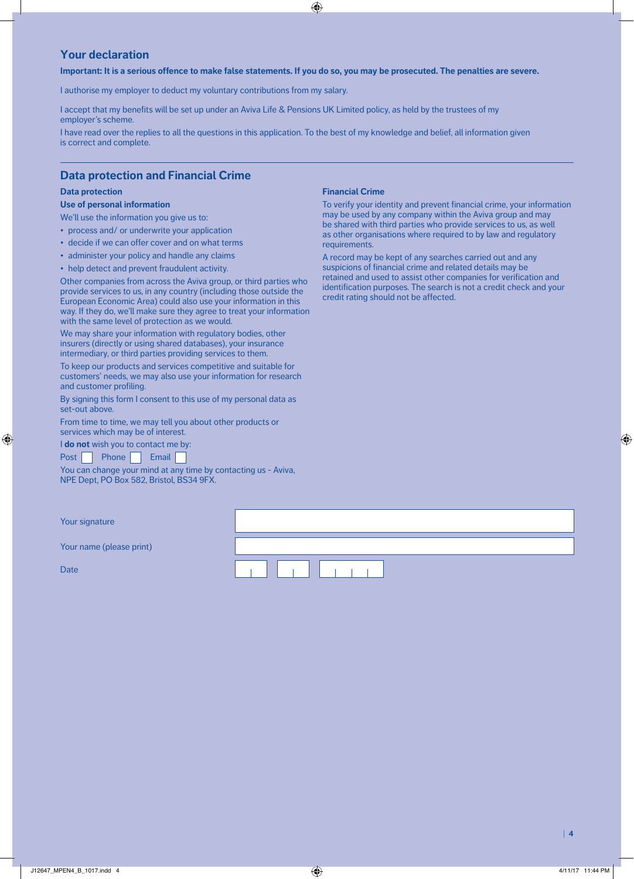## Your declaration

**Important: It is a serious offence to make false statements. If you do so, you may be prosecuted. The penalties are severe.**

I authorise my employer to deduct my voluntary contributions from my salary.

I accept that my benefits will be set up under an Aviva Life & Pensions UK Limited policy, as held by the trustees of my employer's scheme.

I have read over the replies to all the questions in this application. To the best of my knowledge and belief, all information given is correct and complete.

## Data protection and Financial Crime

### Data protection

**Use of personal information**

We'll use the information you give us to:

- process and/ or underwrite your application
- decide if we can offer cover and on what terms
- administer your policy and handle any claims
- help detect and prevent fraudulent activity.

Other companies from across the Aviva group, or third parties who provide services to us, in any country (including those outside the European Economic Area) could also use your information in this way. If they do, we'll make sure they agree to treat your information with the same level of protection as we would.

We may share your information with regulatory bodies, other insurers (directly or using shared databases), your insurance intermediary, or third parties providing services to them.

To keep our products and services competitive and suitable for customers' needs, we may also use your information for research and customer profiling.

By signing this form I consent to this use of my personal data as set-out above.

From time to time, we may tell you about other products or services which may be of interest.

I **do not** wish you to contact me by:

Post ☐ Phone ☐ Email ☐

You can change your mind at any time by contacting us - Aviva, NPE Dept, PO Box 582, Bristol, BS34 9FX.

### Financial Crime

To verify your identity and prevent financial crime, your information may be used by any company within the Aviva group and may be shared with third parties who provide services to us, as well as other organisations where required to by law and regulatory requirements.

A record may be kept of any searches carried out and any suspicions of financial crime and related details may be retained and used to assist other companies for verification and identification purposes. The search is not a credit check and your credit rating should not be affected.

Your signature

Your name (please print)

Date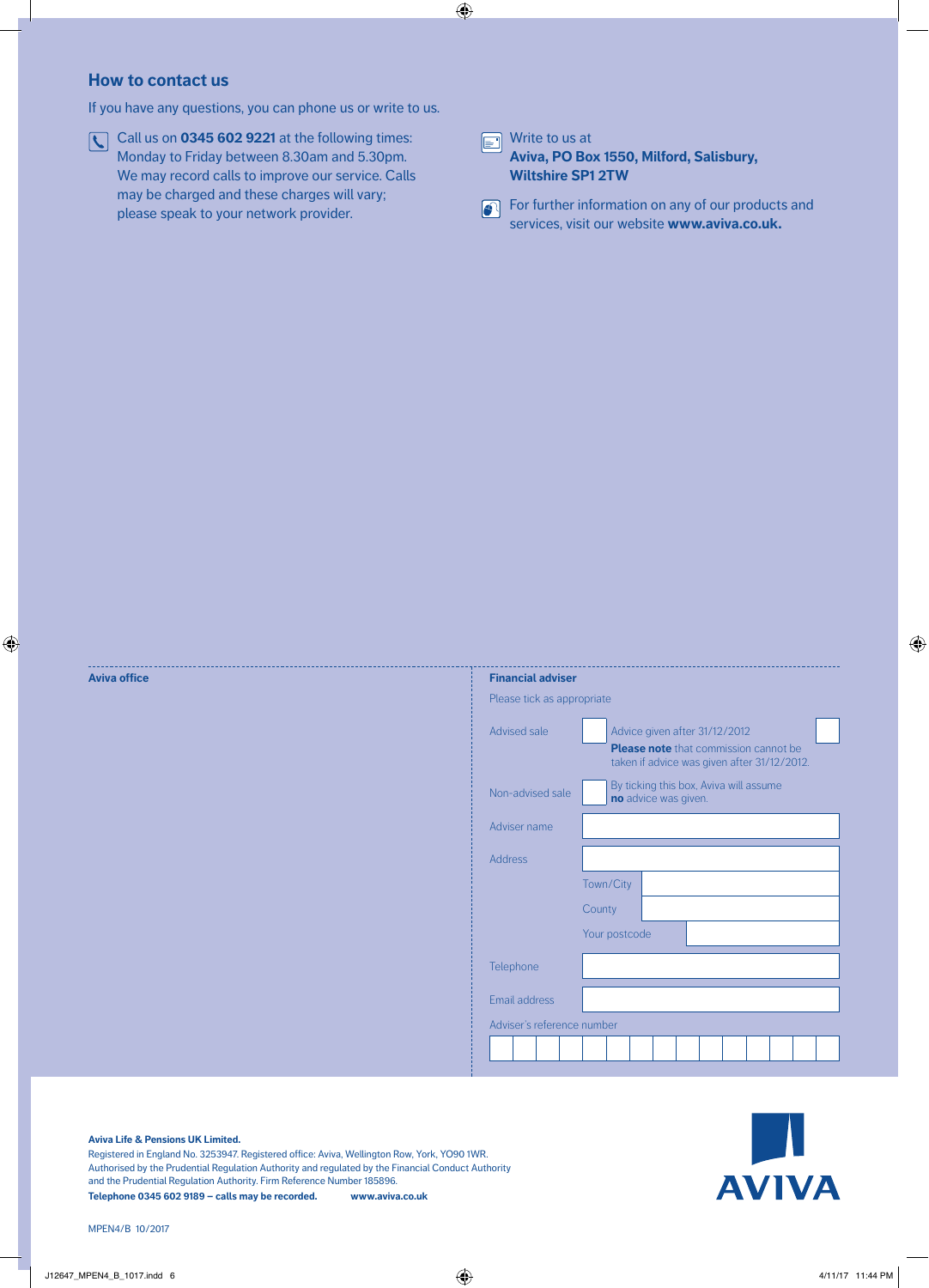## How to contact us

If you have any questions, you can phone us or write to us.

Call us on **0345 602 9221** at the following times: Monday to Friday between 8.30am and 5.30pm. We may record calls to improve our service. Calls may be charged and these charges will vary; please speak to your network provider.

Write to us at
**Aviva, PO Box 1550, Milford, Salisbury, Wiltshire SP1 2TW**

For further information on any of our products and services, visit our website **www.aviva.co.uk.**

**Aviva office**

**Financial adviser**

Please tick as appropriate

| | | |
|---|---|---|
| Advised sale | ☐ | Advice given after 31/12/2012 ☐ **Please note** that commission cannot be taken if advice was given after 31/12/2012. |
| Non-advised sale | ☐ | By ticking this box, Aviva will assume **no** advice was given. |
| Adviser name | | |
| Address | | |
| | Town/City | |
| | County | |
| | Your postcode | |
| Telephone | | |
| Email address | | |

Adviser's reference number

| | | | | | | | | | | | | | | |
|---|---|---|---|---|---|---|---|---|---|---|---|---|---|---|
| | | | | | | | | | | | | | | |

**Aviva Life & Pensions UK Limited.**
Registered in England No. 3253947. Registered office: Aviva, Wellington Row, York, YO90 1WR.
Authorised by the Prudential Regulation Authority and regulated by the Financial Conduct Authority and the Prudential Regulation Authority. Firm Reference Number 185896.
**Telephone 0345 602 9189 – calls may be recorded.** **www.aviva.co.uk**

AVIVA

MPEN4/B 10/2017